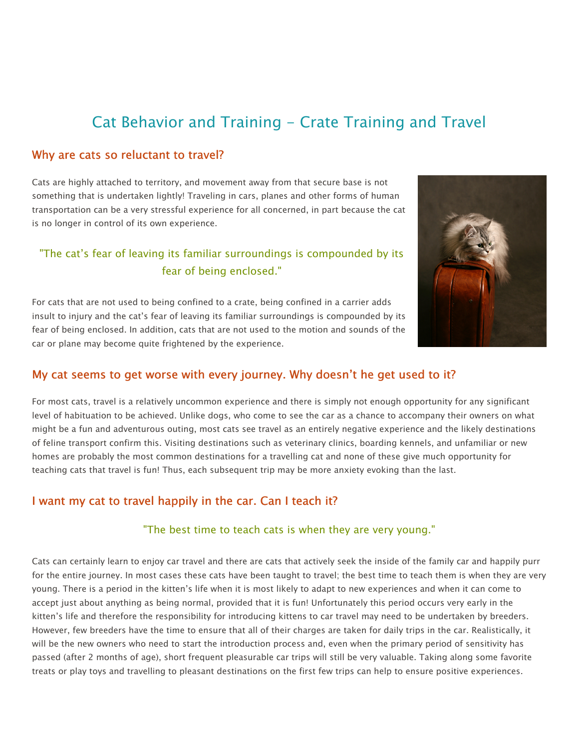# Cat Behavior and Training - Crate Training and Travel

## Why are cats so reluctant to travel?

Cats are highly attached to territory, and movement away from that secure base is not something that is undertaken lightly! Traveling in cars, planes and other forms of human transportation can be a very stressful experience for all concerned, in part because the cat is no longer in control of its own experience.

> "The cat's fear of leaving its familiar surroundings is compounded by its fear of being enclosed."

For cats that are not used to being confined to a crate, being confined in a carrier adds insult to injury and the cat's fear of leaving its familiar surroundings is compounded by its fear of being enclosed. In addition, cats that are not used to the motion and sounds of the car or plane may become quite frightened by the experience.

## My cat seems to get worse with every journey. Why doesn't he get used to it?

For most cats, travel is a relatively uncommon experience and there is simply not enough opportunity for any significant level of habituation to be achieved. Unlike dogs, who come to see the car as a chance to accompany their owners on what might be a fun and adventurous outing, most cats see travel as an entirely negative experience and the likely destinations of feline transport confirm this. Visiting destinations such as veterinary clinics, boarding kennels, and unfamiliar or new homes are probably the most common destinations for a travelling cat and none of these give much opportunity for teaching cats that travel is fun! Thus, each subsequent trip may be more anxiety evoking than the last.

## I want my cat to travel happily in the car. Can I teach it?

> "The best time to teach cats is when they are very young."

Cats can certainly learn to enjoy car travel and there are cats that actively seek the inside of the family car and happily purr for the entire journey. In most cases these cats have been taught to travel; the best time to teach them is when they are very young. There is a period in the kitten's life when it is most likely to adapt to new experiences and when it can come to accept just about anything as being normal, provided that it is fun! Unfortunately this period occurs very early in the kitten's life and therefore the responsibility for introducing kittens to car travel may need to be undertaken by breeders. However, few breeders have the time to ensure that all of their charges are taken for daily trips in the car. Realistically, it will be the new owners who need to start the introduction process and, even when the primary period of sensitivity has passed (after 2 months of age), short frequent pleasurable car trips will still be very valuable. Taking along some favorite treats or play toys and travelling to pleasant destinations on the first few trips can help to ensure positive experiences.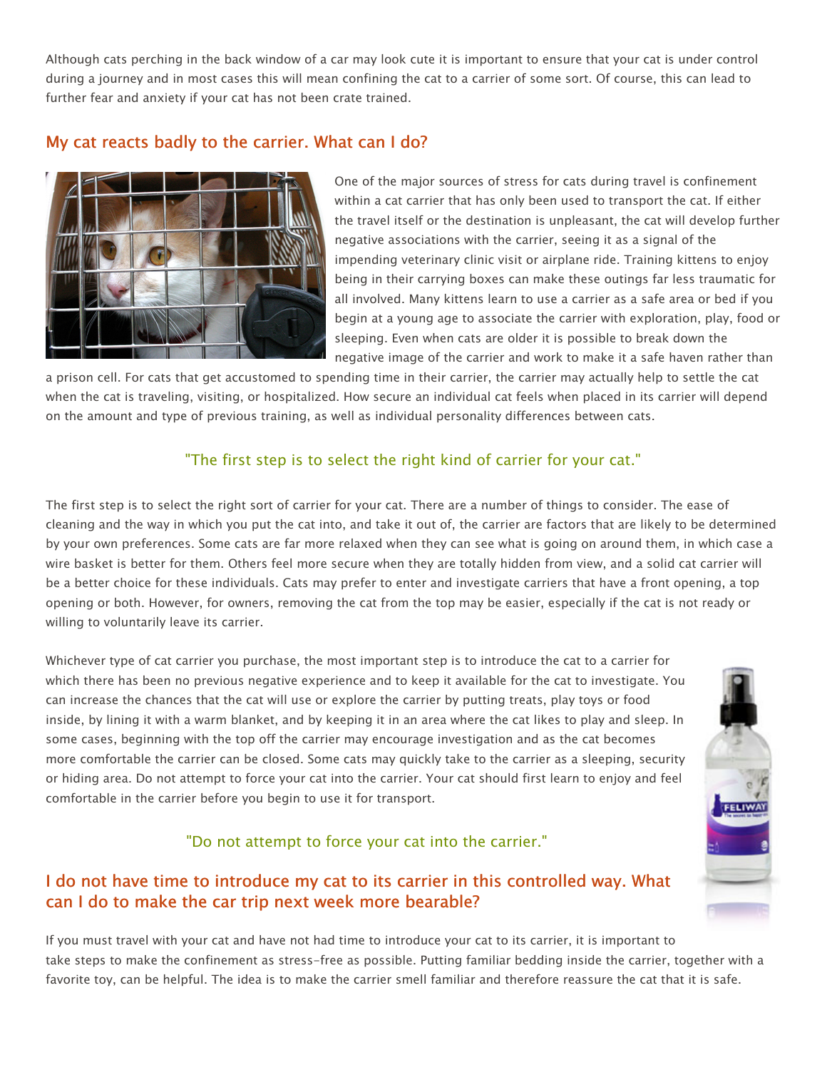Although cats perching in the back window of a car may look cute it is important to ensure that your cat is under control during a journey and in most cases this will mean confining the cat to a carrier of some sort. Of course, this can lead to further fear and anxiety if your cat has not been crate trained.

## My cat reacts badly to the carrier. What can I do?

One of the major sources of stress for cats during travel is confinement within a cat carrier that has only been used to transport the cat. If either the travel itself or the destination is unpleasant, the cat will develop further negative associations with the carrier, seeing it as a signal of the impending veterinary clinic visit or airplane ride. Training kittens to enjoy being in their carrying boxes can make these outings far less traumatic for all involved. Many kittens learn to use a carrier as a safe area or bed if you begin at a young age to associate the carrier with exploration, play, food or sleeping. Even when cats are older it is possible to break down the negative image of the carrier and work to make it a safe haven rather than a prison cell. For cats that get accustomed to spending time in their carrier, the carrier may actually help to settle the cat when the cat is traveling, visiting, or hospitalized. How secure an individual cat feels when placed in its carrier will depend on the amount and type of previous training, as well as individual personality differences between cats.

"The first step is to select the right kind of carrier for your cat."

The first step is to select the right sort of carrier for your cat. There are a number of things to consider. The ease of cleaning and the way in which you put the cat into, and take it out of, the carrier are factors that are likely to be determined by your own preferences. Some cats are far more relaxed when they can see what is going on around them, in which case a wire basket is better for them. Others feel more secure when they are totally hidden from view, and a solid cat carrier will be a better choice for these individuals. Cats may prefer to enter and investigate carriers that have a front opening, a top opening or both. However, for owners, removing the cat from the top may be easier, especially if the cat is not ready or willing to voluntarily leave its carrier.

Whichever type of cat carrier you purchase, the most important step is to introduce the cat to a carrier for which there has been no previous negative experience and to keep it available for the cat to investigate. You can increase the chances that the cat will use or explore the carrier by putting treats, play toys or food inside, by lining it with a warm blanket, and by keeping it in an area where the cat likes to play and sleep. In some cases, beginning with the top off the carrier may encourage investigation and as the cat becomes more comfortable the carrier can be closed. Some cats may quickly take to the carrier as a sleeping, security or hiding area. Do not attempt to force your cat into the carrier. Your cat should first learn to enjoy and feel comfortable in the carrier before you begin to use it for transport.

"Do not attempt to force your cat into the carrier."

## I do not have time to introduce my cat to its carrier in this controlled way. What can I do to make the car trip next week more bearable?

If you must travel with your cat and have not had time to introduce your cat to its carrier, it is important to take steps to make the confinement as stress-free as possible. Putting familiar bedding inside the carrier, together with a favorite toy, can be helpful. The idea is to make the carrier smell familiar and therefore reassure the cat that it is safe.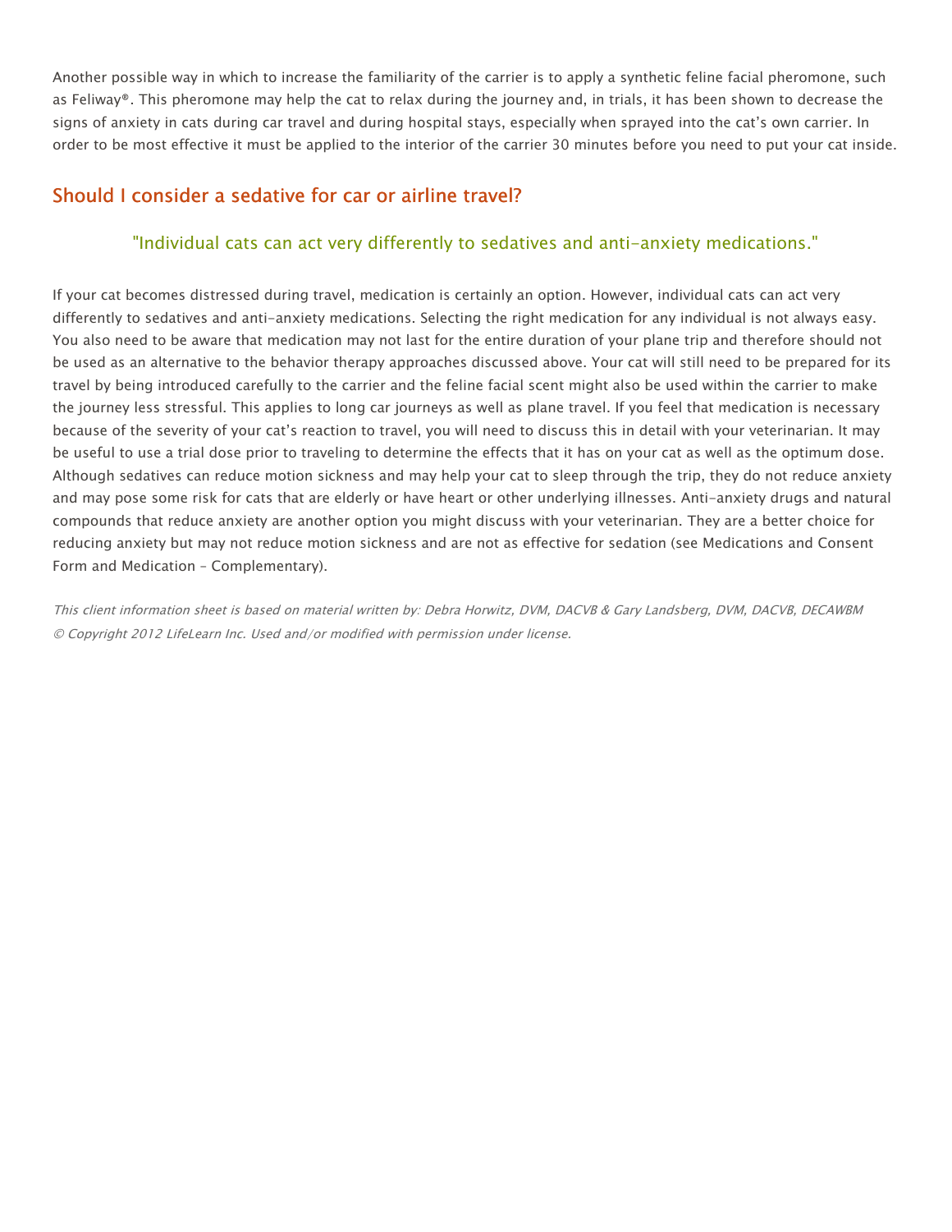Another possible way in which to increase the familiarity of the carrier is to apply a synthetic feline facial pheromone, such as Feliway®. This pheromone may help the cat to relax during the journey and, in trials, it has been shown to decrease the signs of anxiety in cats during car travel and during hospital stays, especially when sprayed into the cat's own carrier. In order to be most effective it must be applied to the interior of the carrier 30 minutes before you need to put your cat inside.

## Should I consider a sedative for car or airline travel?

"Individual cats can act very differently to sedatives and anti-anxiety medications."

If your cat becomes distressed during travel, medication is certainly an option. However, individual cats can act very differently to sedatives and anti-anxiety medications. Selecting the right medication for any individual is not always easy. You also need to be aware that medication may not last for the entire duration of your plane trip and therefore should not be used as an alternative to the behavior therapy approaches discussed above. Your cat will still need to be prepared for its travel by being introduced carefully to the carrier and the feline facial scent might also be used within the carrier to make the journey less stressful. This applies to long car journeys as well as plane travel. If you feel that medication is necessary because of the severity of your cat's reaction to travel, you will need to discuss this in detail with your veterinarian. It may be useful to use a trial dose prior to traveling to determine the effects that it has on your cat as well as the optimum dose. Although sedatives can reduce motion sickness and may help your cat to sleep through the trip, they do not reduce anxiety and may pose some risk for cats that are elderly or have heart or other underlying illnesses. Anti-anxiety drugs and natural compounds that reduce anxiety are another option you might discuss with your veterinarian. They are a better choice for reducing anxiety but may not reduce motion sickness and are not as effective for sedation (see Medications and Consent Form and Medication - Complementary).

*This client information sheet is based on material written by: Debra Horwitz, DVM, DACVB & Gary Landsberg, DVM, DACVB, DECAWBM*
*© Copyright 2012 LifeLearn Inc. Used and/or modified with permission under license.*